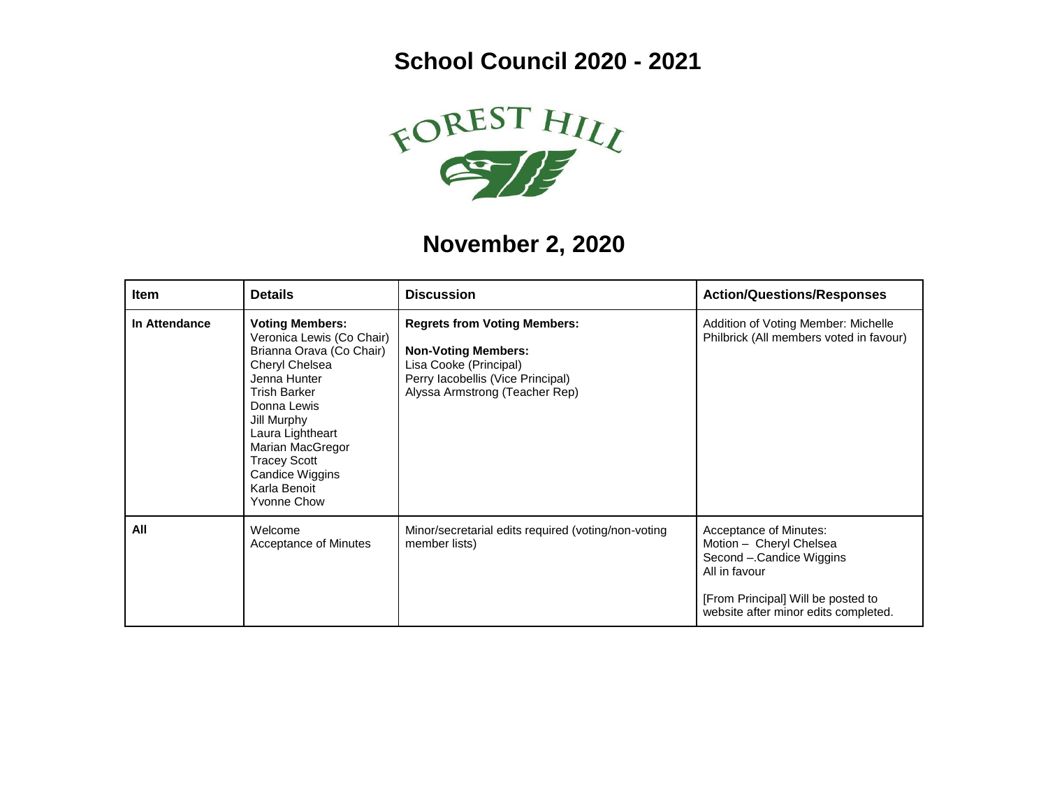# School Council 2020 - 2021

FOREST HILL

## November 2, 2020

| Item | Details | Discussion | Action/Questions/Responses |
|---|---|---|---|
| **In Attendance** | **Voting Members:**<br>Veronica Lewis (Co Chair)<br>Brianna Orava (Co Chair)<br>Cheryl Chelsea<br>Jenna Hunter<br>Trish Barker<br>Donna Lewis<br>Jill Murphy<br>Laura Lightheart<br>Marian MacGregor<br>Tracey Scott<br>Candice Wiggins<br>Karla Benoit<br>Yvonne Chow | **Regrets from Voting Members:**<br><br>**Non-Voting Members:**<br>Lisa Cooke (Principal)<br>Perry Iacobellis (Vice Principal)<br>Alyssa Armstrong (Teacher Rep) | Addition of Voting Member: Michelle Philbrick (All members voted in favour) |
| **All** | Welcome<br>Acceptance of Minutes | Minor/secretarial edits required (voting/non-voting member lists) | Acceptance of Minutes:<br>Motion – Cheryl Chelsea<br>Second –.Candice Wiggins<br>All in favour<br><br>[From Principal] Will be posted to website after minor edits completed. |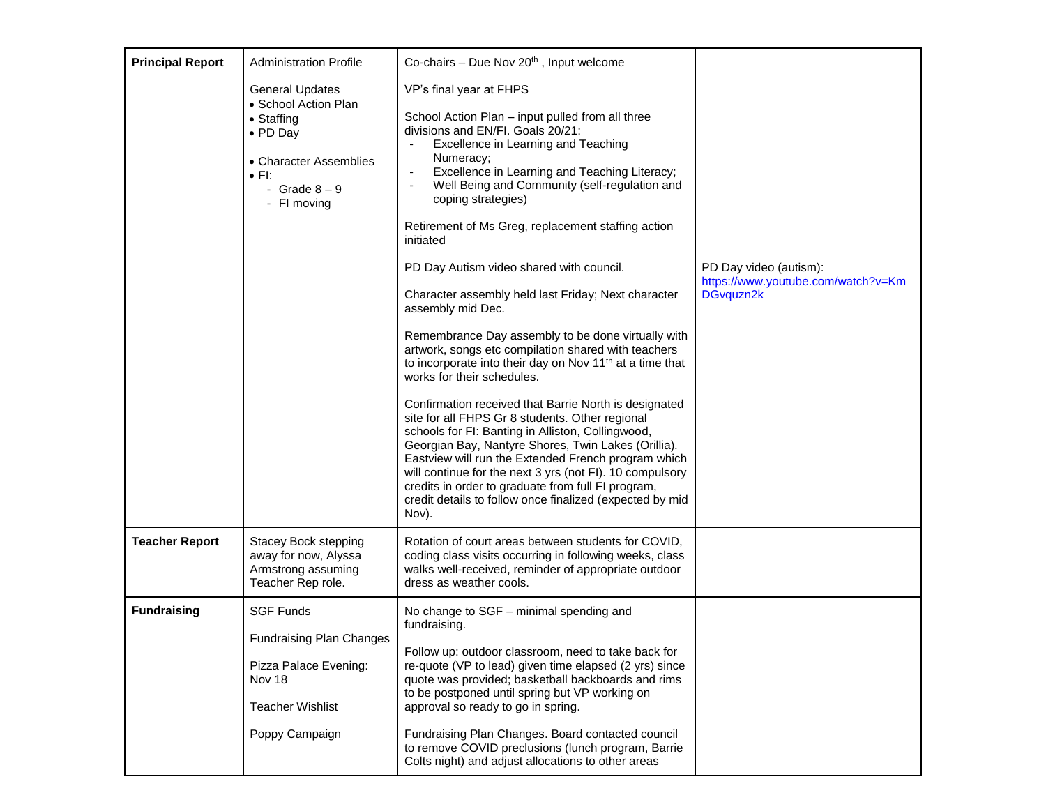| Principal Report | Administration Profile<br><br>General Updates<br>• School Action Plan<br>• Staffing<br>• PD Day<br><br>• Character Assemblies<br>• FI:<br>- Grade 8 – 9<br>- FI moving | Co-chairs – Due Nov 20th , Input welcome<br><br>VP's final year at FHPS<br><br>School Action Plan – input pulled from all three divisions and EN/FI. Goals 20/21:<br>- Excellence in Learning and Teaching Numeracy;<br>- Excellence in Learning and Teaching Literacy;<br>- Well Being and Community (self-regulation and coping strategies)<br><br>Retirement of Ms Greg, replacement staffing action initiated<br><br>PD Day Autism video shared with council.<br><br>Character assembly held last Friday; Next character assembly mid Dec.<br><br>Remembrance Day assembly to be done virtually with artwork, songs etc compilation shared with teachers to incorporate into their day on Nov 11th at a time that works for their schedules.<br><br>Confirmation received that Barrie North is designated site for all FHPS Gr 8 students. Other regional schools for FI: Banting in Alliston, Collingwood, Georgian Bay, Nantyre Shores, Twin Lakes (Orillia). Eastview will run the Extended French program which will continue for the next 3 yrs (not FI). 10 compulsory credits in order to graduate from full FI program, credit details to follow once finalized (expected by mid Nov). | PD Day video (autism):<br>https://www.youtube.com/watch?v=KmDGvquzn2k |
|---|---|---|---|
| **Teacher Report** | Stacey Bock stepping away for now, Alyssa Armstrong assuming Teacher Rep role. | Rotation of court areas between students for COVID, coding class visits occurring in following weeks, class walks well-received, reminder of appropriate outdoor dress as weather cools. | |
| **Fundraising** | SGF Funds<br><br>Fundraising Plan Changes<br><br>Pizza Palace Evening: Nov 18<br><br>Teacher Wishlist<br><br>Poppy Campaign | No change to SGF – minimal spending and fundraising.<br><br>Follow up: outdoor classroom, need to take back for re-quote (VP to lead) given time elapsed (2 yrs) since quote was provided; basketball backboards and rims to be postponed until spring but VP working on approval so ready to go in spring.<br><br>Fundraising Plan Changes. Board contacted council to remove COVID preclusions (lunch program, Barrie Colts night) and adjust allocations to other areas | |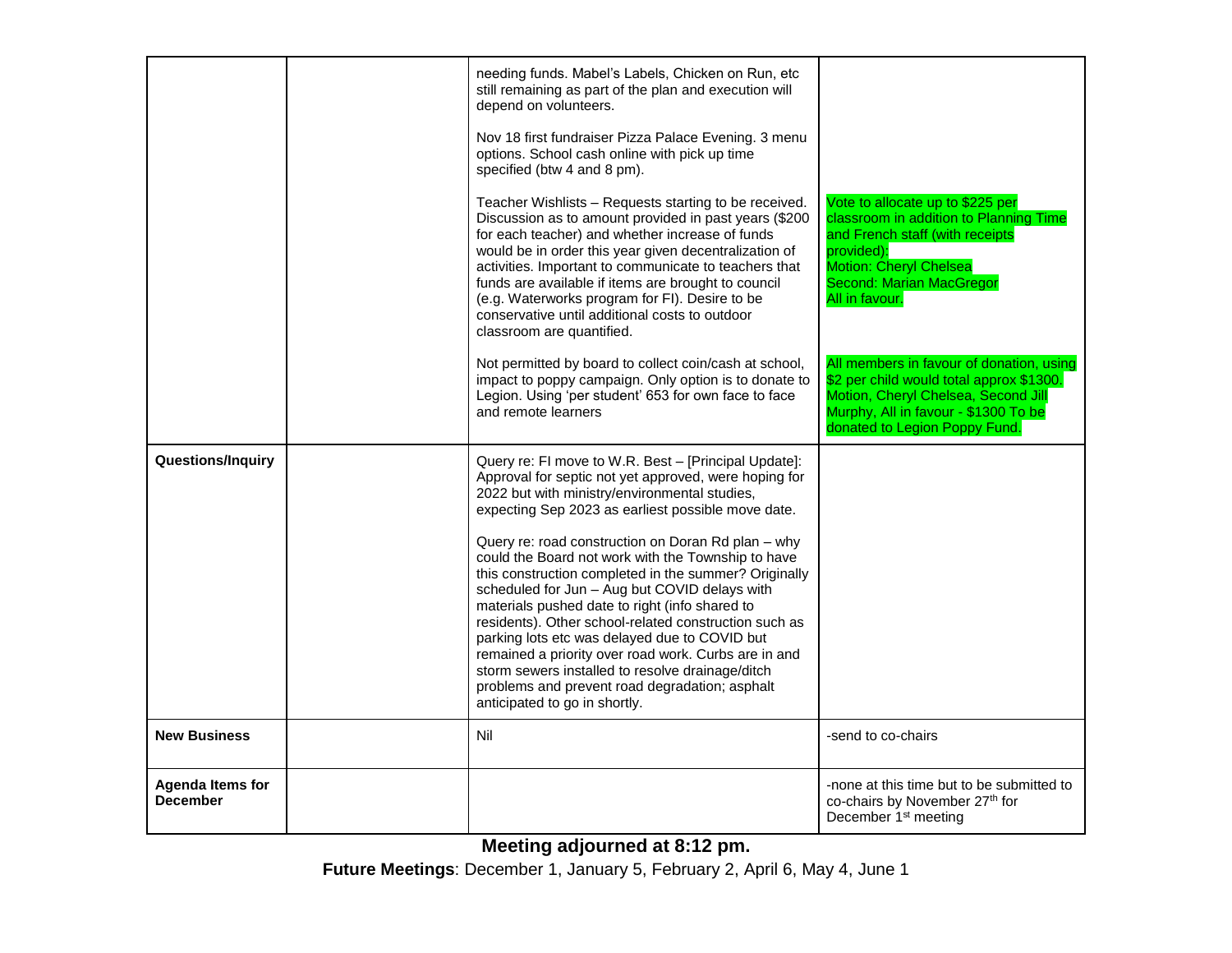| | | | |
|---|---|---|---|
| | | needing funds. Mabel's Labels, Chicken on Run, etc still remaining as part of the plan and execution will depend on volunteers.<br><br>Nov 18 first fundraiser Pizza Palace Evening. 3 menu options. School cash online with pick up time specified (btw 4 and 8 pm).<br><br>Teacher Wishlists – Requests starting to be received. Discussion as to amount provided in past years ($200 for each teacher) and whether increase of funds would be in order this year given decentralization of activities. Important to communicate to teachers that funds are available if items are brought to council (e.g. Waterworks program for FI). Desire to be conservative until additional costs to outdoor classroom are quantified.<br><br>Not permitted by board to collect coin/cash at school, impact to poppy campaign. Only option is to donate to Legion. Using 'per student' 653 for own face to face and remote learners | Vote to allocate up to $225 per classroom in addition to Planning Time and French staff (with receipts provided):<br>Motion: Cheryl Chelsea<br>Second: Marian MacGregor<br>All in favour.<br><br>All members in favour of donation, using $2 per child would total approx $1300. Motion, Cheryl Chelsea, Second Jill Murphy, All in favour - $1300 To be donated to Legion Poppy Fund. |
| **Questions/Inquiry** | | Query re: FI move to W.R. Best – [Principal Update]: Approval for septic not yet approved, were hoping for 2022 but with ministry/environmental studies, expecting Sep 2023 as earliest possible move date.<br><br>Query re: road construction on Doran Rd plan – why could the Board not work with the Township to have this construction completed in the summer? Originally scheduled for Jun – Aug but COVID delays with materials pushed date to right (info shared to residents). Other school-related construction such as parking lots etc was delayed due to COVID but remained a priority over road work. Curbs are in and storm sewers installed to resolve drainage/ditch problems and prevent road degradation; asphalt anticipated to go in shortly. | |
| **New Business** | | Nil | -send to co-chairs |
| **Agenda Items for December** | | | -none at this time but to be submitted to co-chairs by November 27th for December 1st meeting |

**Meeting adjourned at 8:12 pm.**

**Future Meetings**: December 1, January 5, February 2, April 6, May 4, June 1